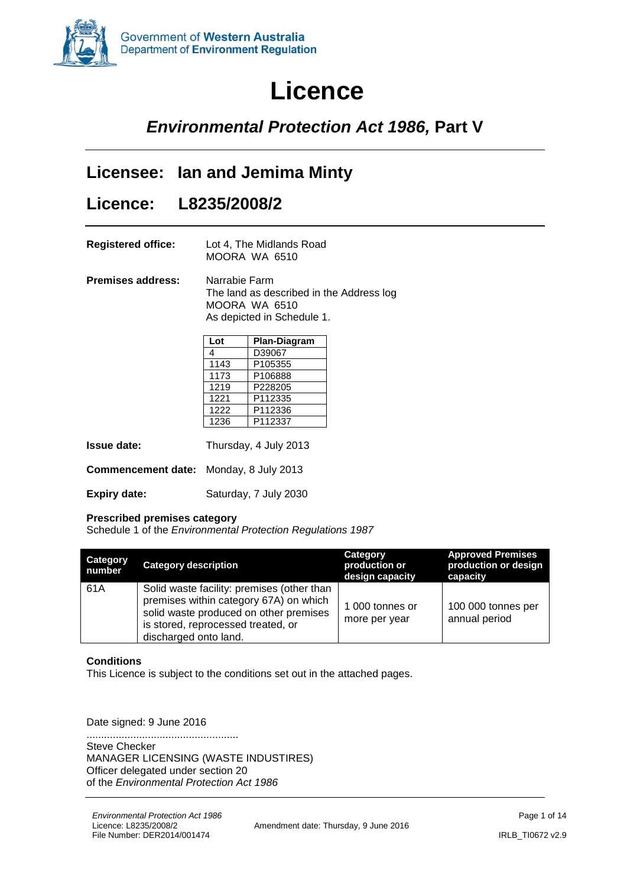Government of **Western Australia**
Department of **Environment Regulation**

# Licence

## *Environmental Protection Act 1986,* Part V

## Licensee: Ian and Jemima Minty

## Licence: L8235/2008/2

**Registered office:** Lot 4, The Midlands Road
MOORA WA 6510

**Premises address:** Narrabie Farm
The land as described in the Address log
MOORA WA 6510
As depicted in Schedule 1.

| Lot | Plan-Diagram |
|---|---|
| 4 | D39067 |
| 1143 | P105355 |
| 1173 | P106888 |
| 1219 | P228205 |
| 1221 | P112335 |
| 1222 | P112336 |
| 1236 | P112337 |

**Issue date:** Thursday, 4 July 2013

**Commencement date:** Monday, 8 July 2013

**Expiry date:** Saturday, 7 July 2030

**Prescribed premises category**
Schedule 1 of the *Environmental Protection Regulations 1987*

| Category number | Category description | Category production or design capacity | Approved Premises production or design capacity |
|---|---|---|---|
| 61A | Solid waste facility: premises (other than premises within category 67A) on which solid waste produced on other premises is stored, reprocessed treated, or discharged onto land. | 1 000 tonnes or more per year | 100 000 tonnes per annual period |

**Conditions**
This Licence is subject to the conditions set out in the attached pages.

Date signed: 9 June 2016

....................................................
Steve Checker
MANAGER LICENSING (WASTE INDUSTIRES)
Officer delegated under section 20
of the *Environmental Protection Act 1986*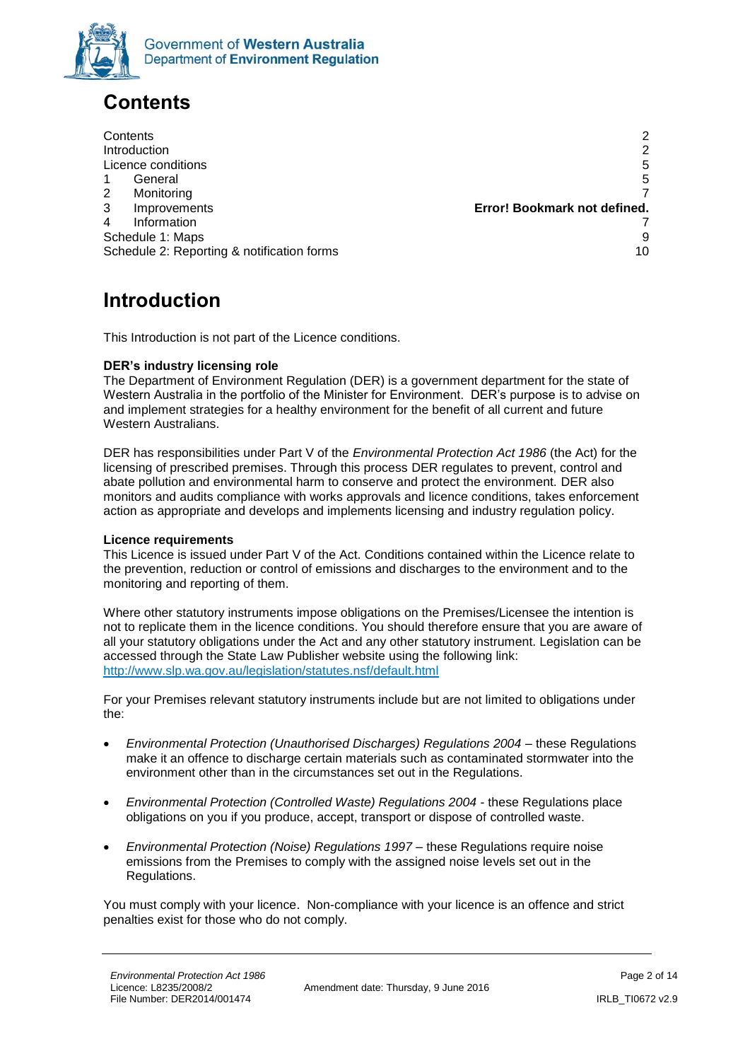# Contents

| | |
|---|---|
| Contents | 2 |
| Introduction | 2 |
| Licence conditions | 5 |
| 1 General | 5 |
| 2 Monitoring | 7 |
| 3 Improvements | **Error! Bookmark not defined.** |
| 4 Information | 7 |
| Schedule 1: Maps | 9 |
| Schedule 2: Reporting & notification forms | 10 |

# Introduction

This Introduction is not part of the Licence conditions.

**DER's industry licensing role**

The Department of Environment Regulation (DER) is a government department for the state of Western Australia in the portfolio of the Minister for Environment. DER's purpose is to advise on and implement strategies for a healthy environment for the benefit of all current and future Western Australians.

DER has responsibilities under Part V of the *Environmental Protection Act 1986* (the Act) for the licensing of prescribed premises. Through this process DER regulates to prevent, control and abate pollution and environmental harm to conserve and protect the environment. DER also monitors and audits compliance with works approvals and licence conditions, takes enforcement action as appropriate and develops and implements licensing and industry regulation policy.

**Licence requirements**

This Licence is issued under Part V of the Act. Conditions contained within the Licence relate to the prevention, reduction or control of emissions and discharges to the environment and to the monitoring and reporting of them.

Where other statutory instruments impose obligations on the Premises/Licensee the intention is not to replicate them in the licence conditions. You should therefore ensure that you are aware of all your statutory obligations under the Act and any other statutory instrument. Legislation can be accessed through the State Law Publisher website using the following link: http://www.slp.wa.gov.au/legislation/statutes.nsf/default.html

For your Premises relevant statutory instruments include but are not limited to obligations under the:

- *Environmental Protection (Unauthorised Discharges) Regulations 2004* – these Regulations make it an offence to discharge certain materials such as contaminated stormwater into the environment other than in the circumstances set out in the Regulations.
- *Environmental Protection (Controlled Waste) Regulations 2004* - these Regulations place obligations on you if you produce, accept, transport or dispose of controlled waste.
- *Environmental Protection (Noise) Regulations 1997* – these Regulations require noise emissions from the Premises to comply with the assigned noise levels set out in the Regulations.

You must comply with your licence. Non-compliance with your licence is an offence and strict penalties exist for those who do not comply.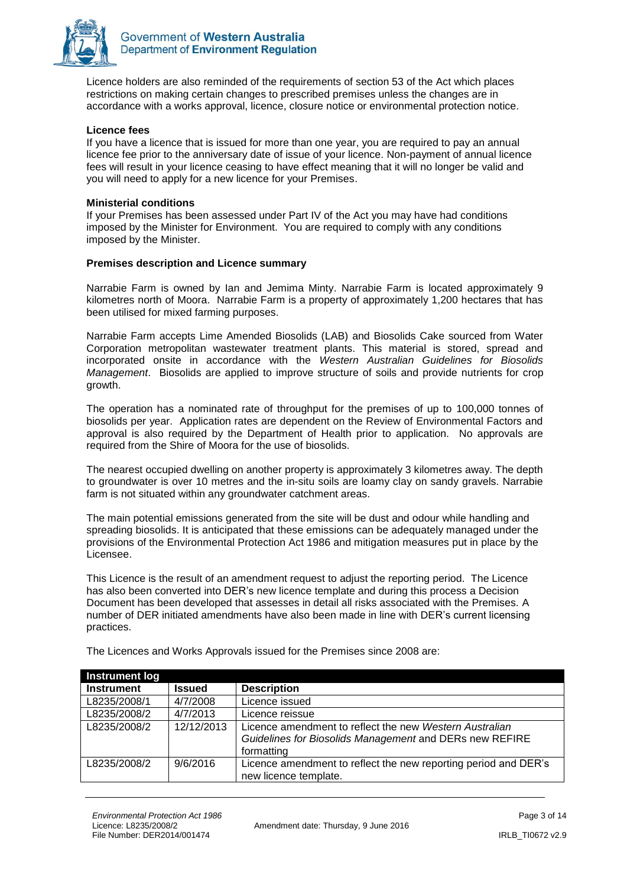Licence holders are also reminded of the requirements of section 53 of the Act which places restrictions on making certain changes to prescribed premises unless the changes are in accordance with a works approval, licence, closure notice or environmental protection notice.

**Licence fees**

If you have a licence that is issued for more than one year, you are required to pay an annual licence fee prior to the anniversary date of issue of your licence. Non-payment of annual licence fees will result in your licence ceasing to have effect meaning that it will no longer be valid and you will need to apply for a new licence for your Premises.

**Ministerial conditions**

If your Premises has been assessed under Part IV of the Act you may have had conditions imposed by the Minister for Environment. You are required to comply with any conditions imposed by the Minister.

**Premises description and Licence summary**

Narrabie Farm is owned by Ian and Jemima Minty. Narrabie Farm is located approximately 9 kilometres north of Moora. Narrabie Farm is a property of approximately 1,200 hectares that has been utilised for mixed farming purposes.

Narrabie Farm accepts Lime Amended Biosolids (LAB) and Biosolids Cake sourced from Water Corporation metropolitan wastewater treatment plants. This material is stored, spread and incorporated onsite in accordance with the *Western Australian Guidelines for Biosolids Management*. Biosolids are applied to improve structure of soils and provide nutrients for crop growth.

The operation has a nominated rate of throughput for the premises of up to 100,000 tonnes of biosolids per year. Application rates are dependent on the Review of Environmental Factors and approval is also required by the Department of Health prior to application. No approvals are required from the Shire of Moora for the use of biosolids.

The nearest occupied dwelling on another property is approximately 3 kilometres away. The depth to groundwater is over 10 metres and the in-situ soils are loamy clay on sandy gravels. Narrabie farm is not situated within any groundwater catchment areas.

The main potential emissions generated from the site will be dust and odour while handling and spreading biosolids. It is anticipated that these emissions can be adequately managed under the provisions of the Environmental Protection Act 1986 and mitigation measures put in place by the Licensee.

This Licence is the result of an amendment request to adjust the reporting period. The Licence has also been converted into DER's new licence template and during this process a Decision Document has been developed that assesses in detail all risks associated with the Premises. A number of DER initiated amendments have also been made in line with DER's current licensing practices.

The Licences and Works Approvals issued for the Premises since 2008 are:

| **Instrument log** | | |
|---|---|---|
| **Instrument** | **Issued** | **Description** |
| L8235/2008/1 | 4/7/2008 | Licence issued |
| L8235/2008/2 | 4/7/2013 | Licence reissue |
| L8235/2008/2 | 12/12/2013 | Licence amendment to reflect the new *Western Australian Guidelines for Biosolids Management* and DERs new REFIRE formatting |
| L8235/2008/2 | 9/6/2016 | Licence amendment to reflect the new reporting period and DER's new licence template. |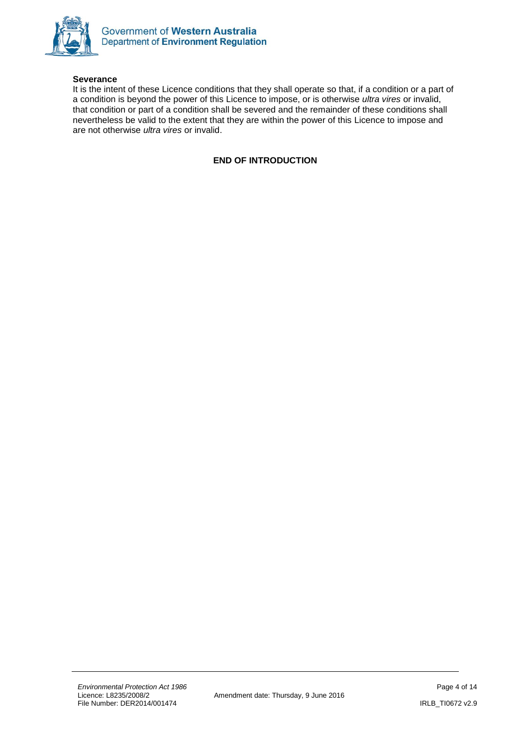**Severance**

It is the intent of these Licence conditions that they shall operate so that, if a condition or a part of a condition is beyond the power of this Licence to impose, or is otherwise *ultra vires* or invalid, that condition or part of a condition shall be severed and the remainder of these conditions shall nevertheless be valid to the extent that they are within the power of this Licence to impose and are not otherwise *ultra vires* or invalid.

**END OF INTRODUCTION**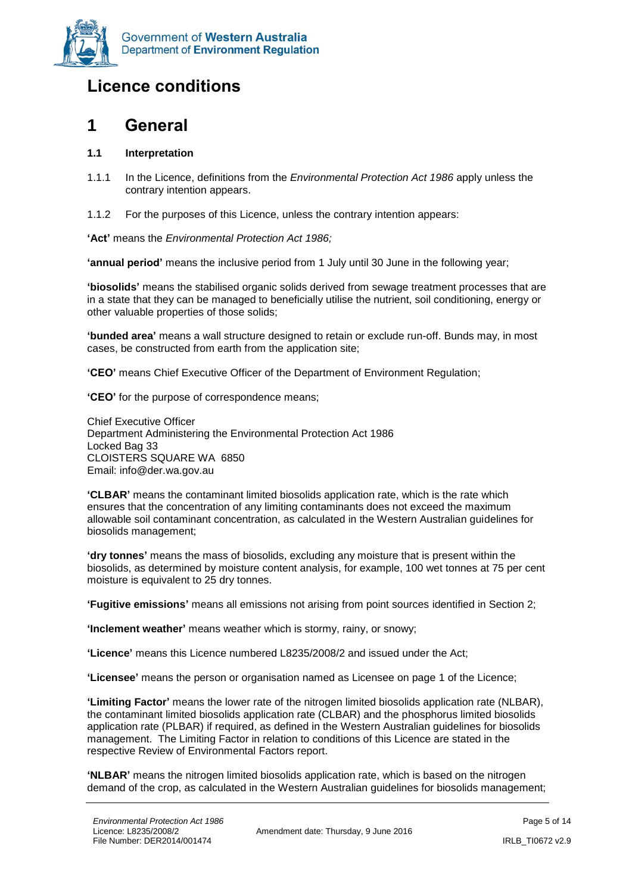# Licence conditions

# 1 General

### 1.1 Interpretation

1.1.1 In the Licence, definitions from the *Environmental Protection Act 1986* apply unless the contrary intention appears.

1.1.2 For the purposes of this Licence, unless the contrary intention appears:

**'Act'** means the *Environmental Protection Act 1986;*

**'annual period'** means the inclusive period from 1 July until 30 June in the following year;

**'biosolids'** means the stabilised organic solids derived from sewage treatment processes that are in a state that they can be managed to beneficially utilise the nutrient, soil conditioning, energy or other valuable properties of those solids;

**'bunded area'** means a wall structure designed to retain or exclude run-off. Bunds may, in most cases, be constructed from earth from the application site;

**'CEO'** means Chief Executive Officer of the Department of Environment Regulation;

**'CEO'** for the purpose of correspondence means;

Chief Executive Officer
Department Administering the Environmental Protection Act 1986
Locked Bag 33
CLOISTERS SQUARE WA 6850
Email: info@der.wa.gov.au

**'CLBAR'** means the contaminant limited biosolids application rate, which is the rate which ensures that the concentration of any limiting contaminants does not exceed the maximum allowable soil contaminant concentration, as calculated in the Western Australian guidelines for biosolids management;

**'dry tonnes'** means the mass of biosolids, excluding any moisture that is present within the biosolids, as determined by moisture content analysis, for example, 100 wet tonnes at 75 per cent moisture is equivalent to 25 dry tonnes.

**'Fugitive emissions'** means all emissions not arising from point sources identified in Section 2;

**'Inclement weather'** means weather which is stormy, rainy, or snowy;

**'Licence'** means this Licence numbered L8235/2008/2 and issued under the Act;

**'Licensee'** means the person or organisation named as Licensee on page 1 of the Licence;

**'Limiting Factor'** means the lower rate of the nitrogen limited biosolids application rate (NLBAR), the contaminant limited biosolids application rate (CLBAR) and the phosphorus limited biosolids application rate (PLBAR) if required, as defined in the Western Australian guidelines for biosolids management. The Limiting Factor in relation to conditions of this Licence are stated in the respective Review of Environmental Factors report.

**'NLBAR'** means the nitrogen limited biosolids application rate, which is based on the nitrogen demand of the crop, as calculated in the Western Australian guidelines for biosolids management;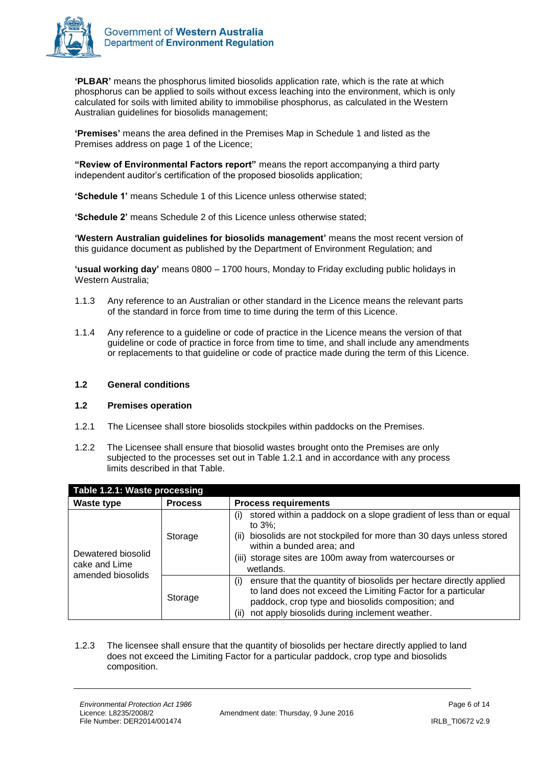**'PLBAR'** means the phosphorus limited biosolids application rate, which is the rate at which phosphorus can be applied to soils without excess leaching into the environment, which is only calculated for soils with limited ability to immobilise phosphorus, as calculated in the Western Australian guidelines for biosolids management;

**'Premises'** means the area defined in the Premises Map in Schedule 1 and listed as the Premises address on page 1 of the Licence;

**"Review of Environmental Factors report"** means the report accompanying a third party independent auditor's certification of the proposed biosolids application;

**'Schedule 1'** means Schedule 1 of this Licence unless otherwise stated;

**'Schedule 2'** means Schedule 2 of this Licence unless otherwise stated;

**'Western Australian guidelines for biosolids management'** means the most recent version of this guidance document as published by the Department of Environment Regulation; and

**'usual working day'** means 0800 – 1700 hours, Monday to Friday excluding public holidays in Western Australia;

1.1.3 Any reference to an Australian or other standard in the Licence means the relevant parts of the standard in force from time to time during the term of this Licence.

1.1.4 Any reference to a guideline or code of practice in the Licence means the version of that guideline or code of practice in force from time to time, and shall include any amendments or replacements to that guideline or code of practice made during the term of this Licence.

### 1.2 General conditions

### 1.2 Premises operation

1.2.1 The Licensee shall store biosolids stockpiles within paddocks on the Premises.

1.2.2 The Licensee shall ensure that biosolid wastes brought onto the Premises are only subjected to the processes set out in Table 1.2.1 and in accordance with any process limits described in that Table.

| Table 1.2.1: Waste processing | | |
|---|---|---|
| **Waste type** | **Process** | **Process requirements** |
| Dewatered biosolid cake and Lime amended biosolids | Storage | (i) stored within a paddock on a slope gradient of less than or equal to 3%; (ii) biosolids are not stockpiled for more than 30 days unless stored within a bunded area; and (iii) storage sites are 100m away from watercourses or wetlands. |
| | Storage | (i) ensure that the quantity of biosolids per hectare directly applied to land does not exceed the Limiting Factor for a particular paddock, crop type and biosolids composition; and (ii) not apply biosolids during inclement weather. |

1.2.3 The licensee shall ensure that the quantity of biosolids per hectare directly applied to land does not exceed the Limiting Factor for a particular paddock, crop type and biosolids composition.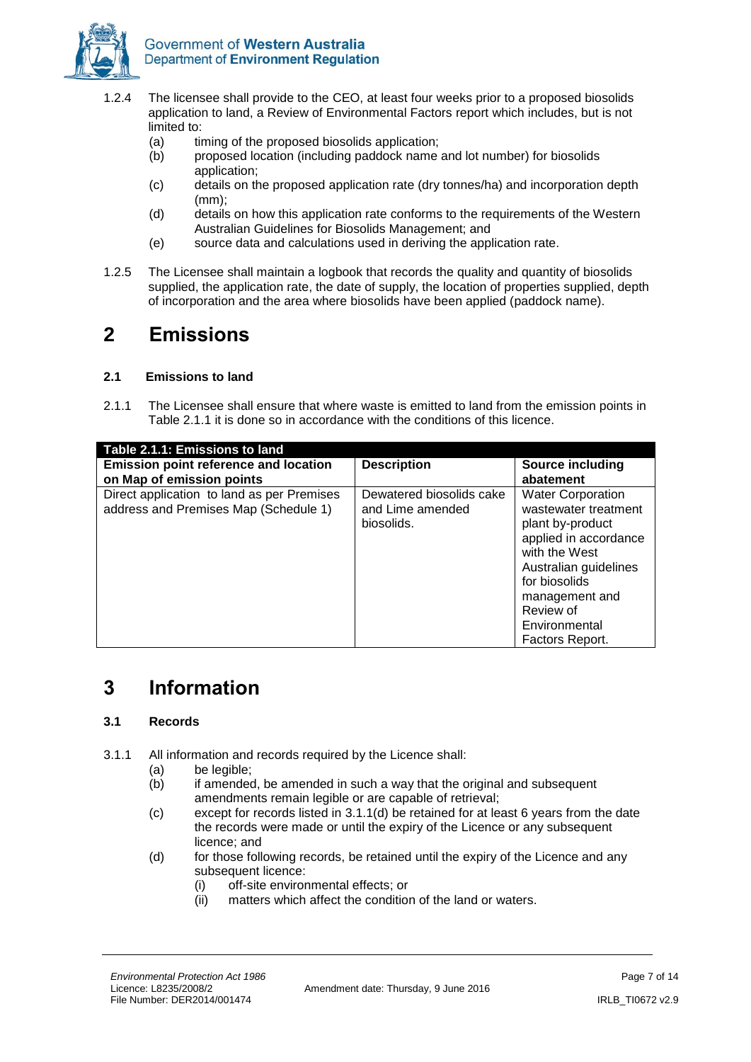1.2.4 The licensee shall provide to the CEO, at least four weeks prior to a proposed biosolids application to land, a Review of Environmental Factors report which includes, but is not limited to:

- (a) timing of the proposed biosolids application;
- (b) proposed location (including paddock name and lot number) for biosolids application;
- (c) details on the proposed application rate (dry tonnes/ha) and incorporation depth (mm);
- (d) details on how this application rate conforms to the requirements of the Western Australian Guidelines for Biosolids Management; and
- (e) source data and calculations used in deriving the application rate.

1.2.5 The Licensee shall maintain a logbook that records the quality and quantity of biosolids supplied, the application rate, the date of supply, the location of properties supplied, depth of incorporation and the area where biosolids have been applied (paddock name).

# 2 Emissions

### 2.1 Emissions to land

2.1.1 The Licensee shall ensure that where waste is emitted to land from the emission points in Table 2.1.1 it is done so in accordance with the conditions of this licence.

**Table 2.1.1: Emissions to land**

| Emission point reference and location on Map of emission points | Description | Source including abatement |
|---|---|---|
| Direct application to land as per Premises address and Premises Map (Schedule 1) | Dewatered biosolids cake and Lime amended biosolids. | Water Corporation wastewater treatment plant by-product applied in accordance with the West Australian guidelines for biosolids management and Review of Environmental Factors Report. |

# 3 Information

### 3.1 Records

3.1.1 All information and records required by the Licence shall:

- (a) be legible;
- (b) if amended, be amended in such a way that the original and subsequent amendments remain legible or are capable of retrieval;
- (c) except for records listed in 3.1.1(d) be retained for at least 6 years from the date the records were made or until the expiry of the Licence or any subsequent licence; and
- (d) for those following records, be retained until the expiry of the Licence and any subsequent licence:
  - (i) off-site environmental effects; or
  - (ii) matters which affect the condition of the land or waters.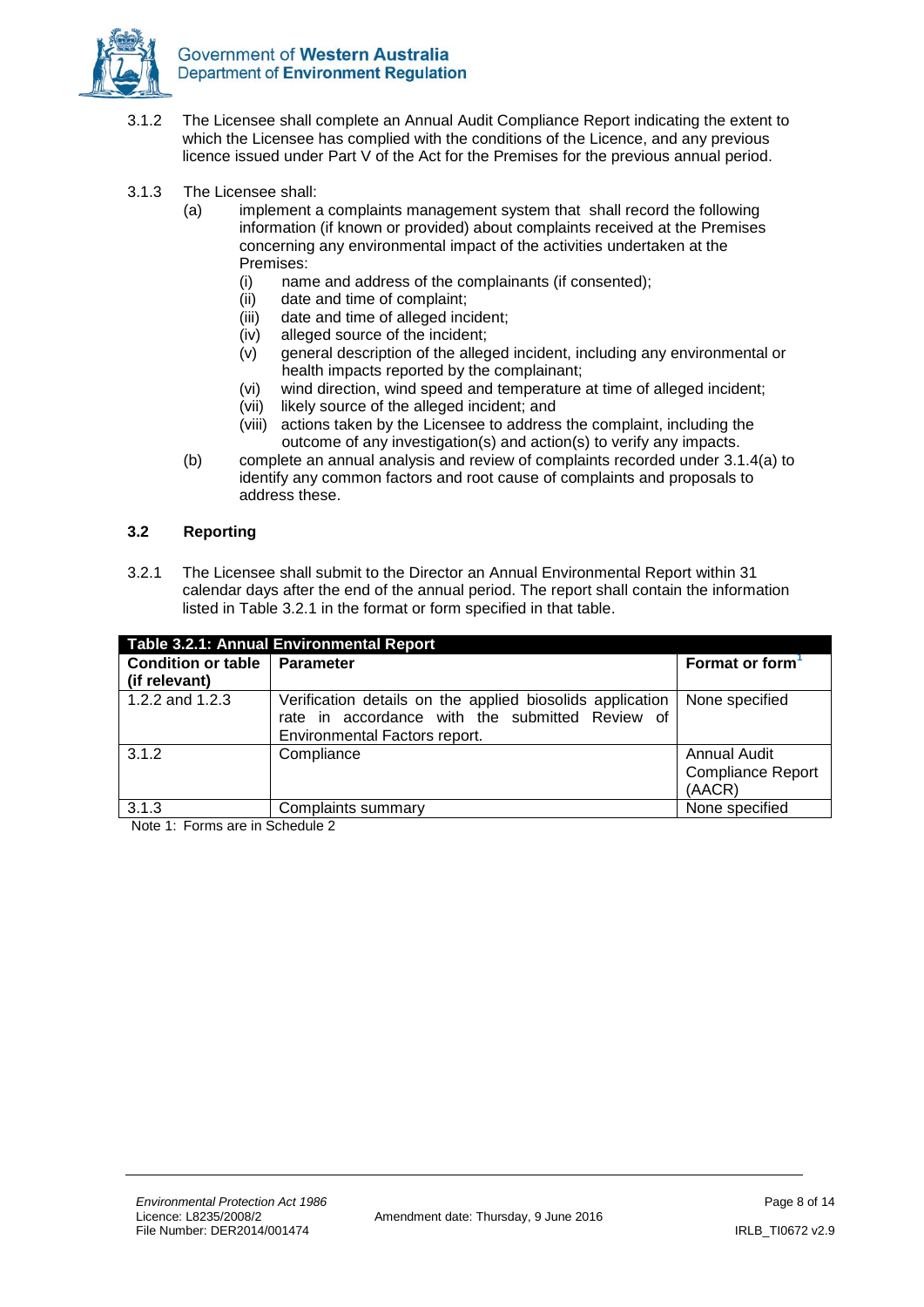3.1.2 The Licensee shall complete an Annual Audit Compliance Report indicating the extent to which the Licensee has complied with the conditions of the Licence, and any previous licence issued under Part V of the Act for the Premises for the previous annual period.

3.1.3 The Licensee shall:

(a) implement a complaints management system that shall record the following information (if known or provided) about complaints received at the Premises concerning any environmental impact of the activities undertaken at the Premises:

   (i) name and address of the complainants (if consented);
   (ii) date and time of complaint;
   (iii) date and time of alleged incident;
   (iv) alleged source of the incident;
   (v) general description of the alleged incident, including any environmental or health impacts reported by the complainant;
   (vi) wind direction, wind speed and temperature at time of alleged incident;
   (vii) likely source of the alleged incident; and
   (viii) actions taken by the Licensee to address the complaint, including the outcome of any investigation(s) and action(s) to verify any impacts.

(b) complete an annual analysis and review of complaints recorded under 3.1.4(a) to identify any common factors and root cause of complaints and proposals to address these.

### 3.2 Reporting

3.2.1 The Licensee shall submit to the Director an Annual Environmental Report within 31 calendar days after the end of the annual period. The report shall contain the information listed in Table 3.2.1 in the format or form specified in that table.

| Table 3.2.1: Annual Environmental Report | | |
|---|---|---|
| **Condition or table (if relevant)** | **Parameter** | **Format or form**[1] |
| 1.2.2 and 1.2.3 | Verification details on the applied biosolids application rate in accordance with the submitted Review of Environmental Factors report. | None specified |
| 3.1.2 | Compliance | Annual Audit Compliance Report (AACR) |
| 3.1.3 | Complaints summary | None specified |

Note 1: Forms are in Schedule 2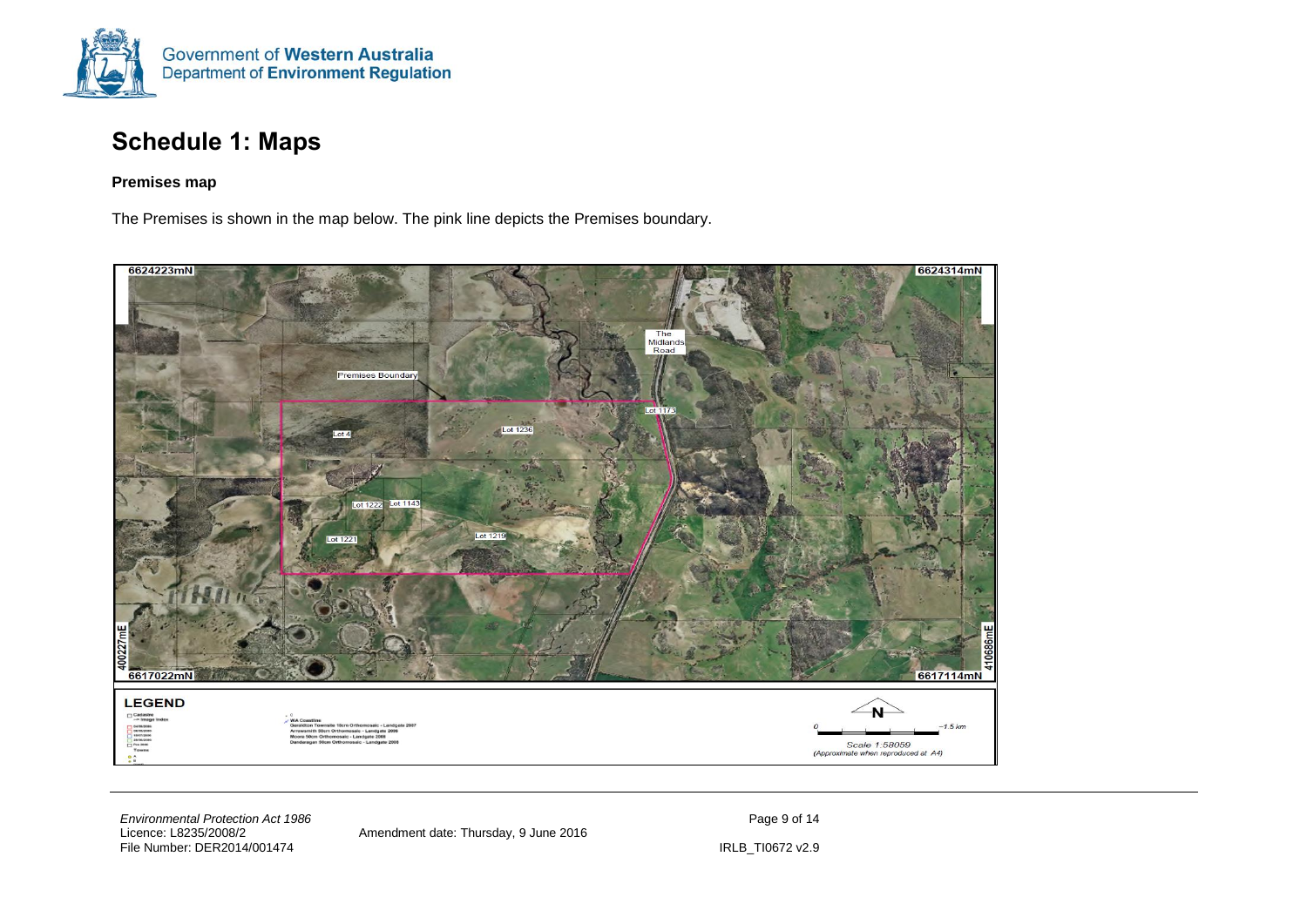# Schedule 1: Maps

**Premises map**

The Premises is shown in the map below. The pink line depicts the Premises boundary.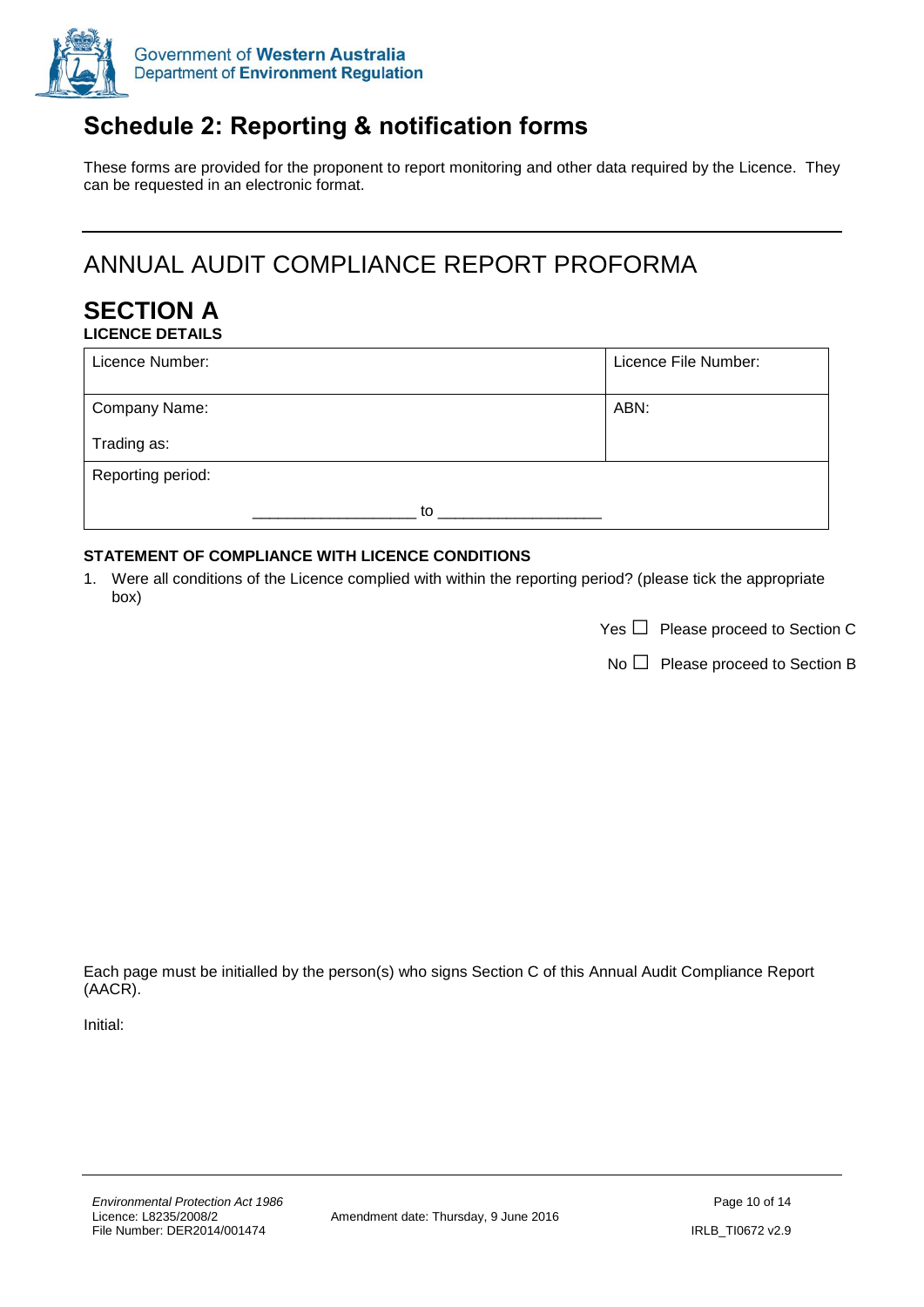# Schedule 2: Reporting & notification forms

These forms are provided for the proponent to report monitoring and other data required by the Licence. They can be requested in an electronic format.

---

## ANNUAL AUDIT COMPLIANCE REPORT PROFORMA

## SECTION A

**LICENCE DETAILS**

| Licence Number: | Licence File Number: |
|---|---|
| Company Name:<br><br>Trading as: | ABN: |
| Reporting period:<br><br>__________________ to __________________ | |

**STATEMENT OF COMPLIANCE WITH LICENCE CONDITIONS**

1. Were all conditions of the Licence complied with within the reporting period? (please tick the appropriate box)

   Yes ☐ Please proceed to Section C

   No ☐ Please proceed to Section B

Each page must be initialled by the person(s) who signs Section C of this Annual Audit Compliance Report (AACR).

Initial: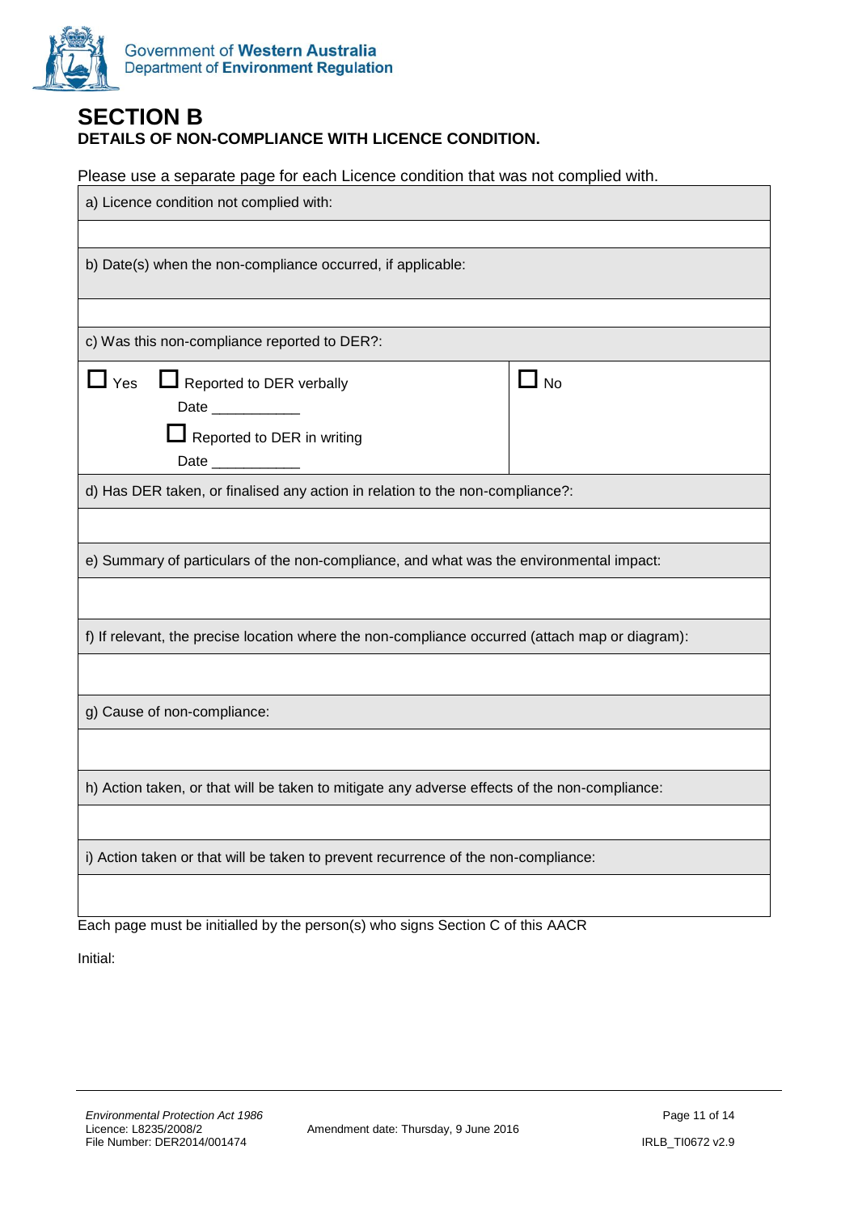# SECTION B

**DETAILS OF NON-COMPLIANCE WITH LICENCE CONDITION.**

Please use a separate page for each Licence condition that was not complied with.

| a) Licence condition not complied with: | |
|---|---|
| | |
| b) Date(s) when the non-compliance occurred, if applicable: | |
| | |
| c) Was this non-compliance reported to DER?: | |
| ☐ Yes ☐ Reported to DER verbally<br>Date ___________<br>☐ Reported to DER in writing<br>Date ___________ | ☐ No |
| d) Has DER taken, or finalised any action in relation to the non-compliance?: | |
| | |
| e) Summary of particulars of the non-compliance, and what was the environmental impact: | |
| | |
| f) If relevant, the precise location where the non-compliance occurred (attach map or diagram): | |
| | |
| g) Cause of non-compliance: | |
| | |
| h) Action taken, or that will be taken to mitigate any adverse effects of the non-compliance: | |
| | |
| i) Action taken or that will be taken to prevent recurrence of the non-compliance: | |
| | |

Each page must be initialled by the person(s) who signs Section C of this AACR

Initial: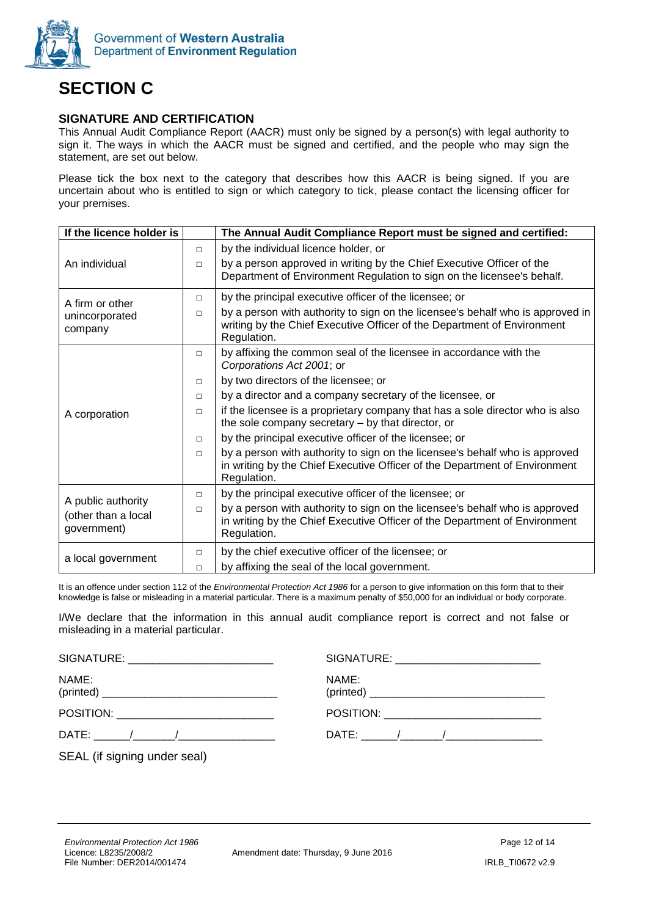# SECTION C

### SIGNATURE AND CERTIFICATION

This Annual Audit Compliance Report (AACR) must only be signed by a person(s) with legal authority to sign it. The ways in which the AACR must be signed and certified, and the people who may sign the statement, are set out below.

Please tick the box next to the category that describes how this AACR is being signed. If you are uncertain about who is entitled to sign or which category to tick, please contact the licensing officer for your premises.

| If the licence holder is | | The Annual Audit Compliance Report must be signed and certified: |
|---|---|---|
| An individual | □ | by the individual licence holder, or |
| | □ | by a person approved in writing by the Chief Executive Officer of the Department of Environment Regulation to sign on the licensee's behalf. |
| A firm or other unincorporated company | □ | by the principal executive officer of the licensee; or |
| | □ | by a person with authority to sign on the licensee's behalf who is approved in writing by the Chief Executive Officer of the Department of Environment Regulation. |
| A corporation | □ | by affixing the common seal of the licensee in accordance with the *Corporations Act 2001*; or |
| | □ | by two directors of the licensee; or |
| | □ | by a director and a company secretary of the licensee, or |
| | □ | if the licensee is a proprietary company that has a sole director who is also the sole company secretary – by that director, or |
| | □ | by the principal executive officer of the licensee; or |
| | □ | by a person with authority to sign on the licensee's behalf who is approved in writing by the Chief Executive Officer of the Department of Environment Regulation. |
| A public authority (other than a local government) | □ | by the principal executive officer of the licensee; or |
| | □ | by a person with authority to sign on the licensee's behalf who is approved in writing by the Chief Executive Officer of the Department of Environment Regulation. |
| a local government | □ | by the chief executive officer of the licensee; or |
| | □ | by affixing the seal of the local government. |

It is an offence under section 112 of the *Environmental Protection Act 1986* for a person to give information on this form that to their knowledge is false or misleading in a material particular. There is a maximum penalty of $50,000 for an individual or body corporate.

I/We declare that the information in this annual audit compliance report is correct and not false or misleading in a material particular.

SIGNATURE: ________________________

NAME: (printed) ____________________________

POSITION: _________________________

DATE: ______/_______/________________

SIGNATURE: ________________________

NAME: (printed) ____________________________

POSITION: _________________________

DATE: ______/_______/________________

SEAL (if signing under seal)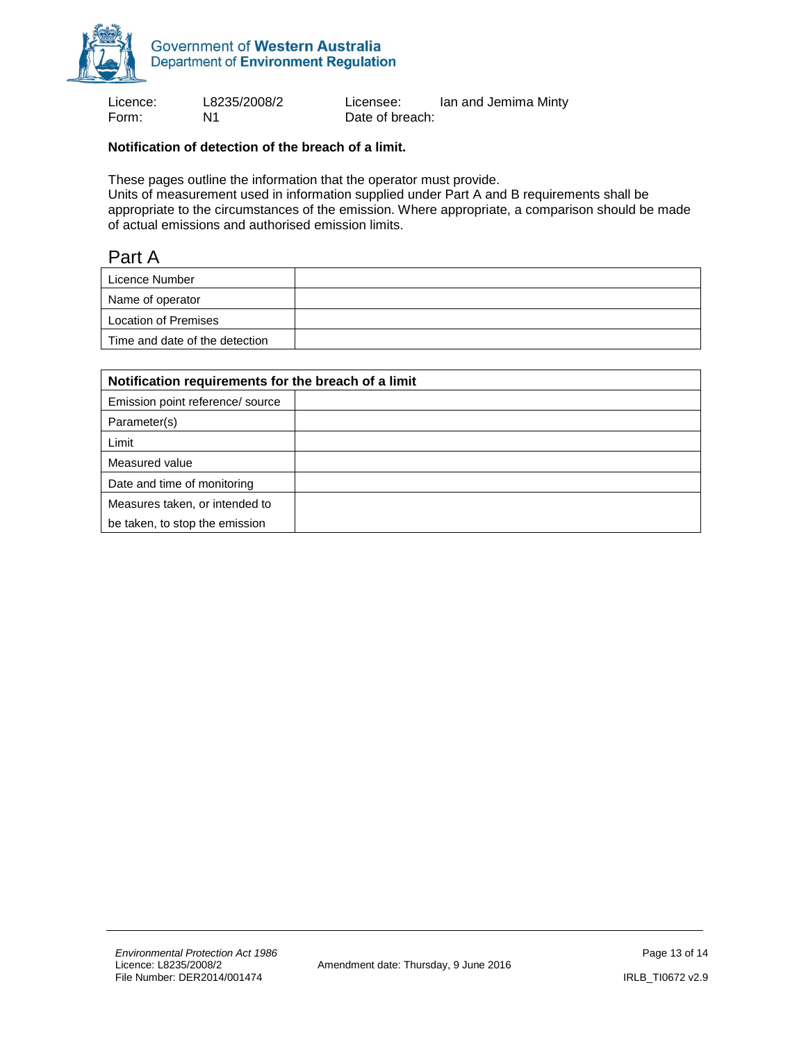Licence: L8235/2008/2 Licensee: Ian and Jemima Minty
Form: N1 Date of breach:

**Notification of detection of the breach of a limit.**

These pages outline the information that the operator must provide.
Units of measurement used in information supplied under Part A and B requirements shall be appropriate to the circumstances of the emission. Where appropriate, a comparison should be made of actual emissions and authorised emission limits.

## Part A

| Licence Number | |
|---|---|
| Name of operator | |
| Location of Premises | |
| Time and date of the detection | |

| **Notification requirements for the breach of a limit** | |
|---|---|
| Emission point reference/ source | |
| Parameter(s) | |
| Limit | |
| Measured value | |
| Date and time of monitoring | |
| Measures taken, or intended to be taken, to stop the emission | |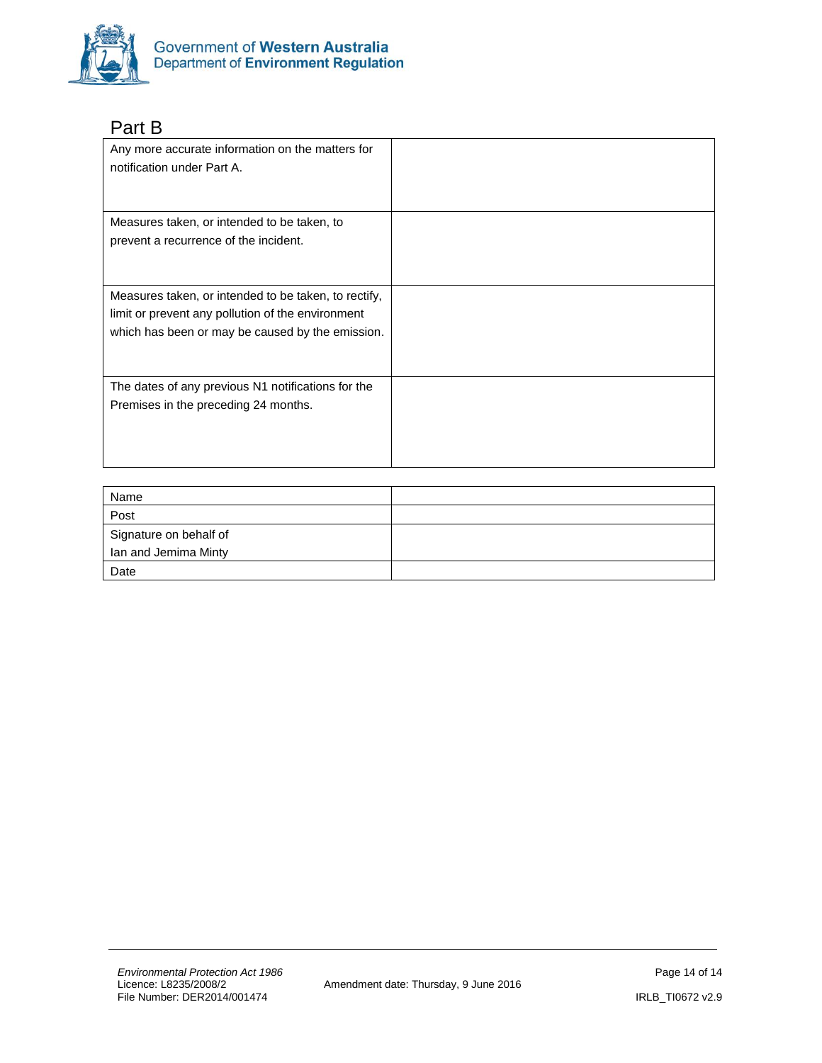## Part B

| Any more accurate information on the matters for notification under Part A. | |
|---|---|
| Measures taken, or intended to be taken, to prevent a recurrence of the incident. | |
| Measures taken, or intended to be taken, to rectify, limit or prevent any pollution of the environment which has been or may be caused by the emission. | |
| The dates of any previous N1 notifications for the Premises in the preceding 24 months. | |

| Name | |
|---|---|
| Post | |
| Signature on behalf of Ian and Jemima Minty | |
| Date | |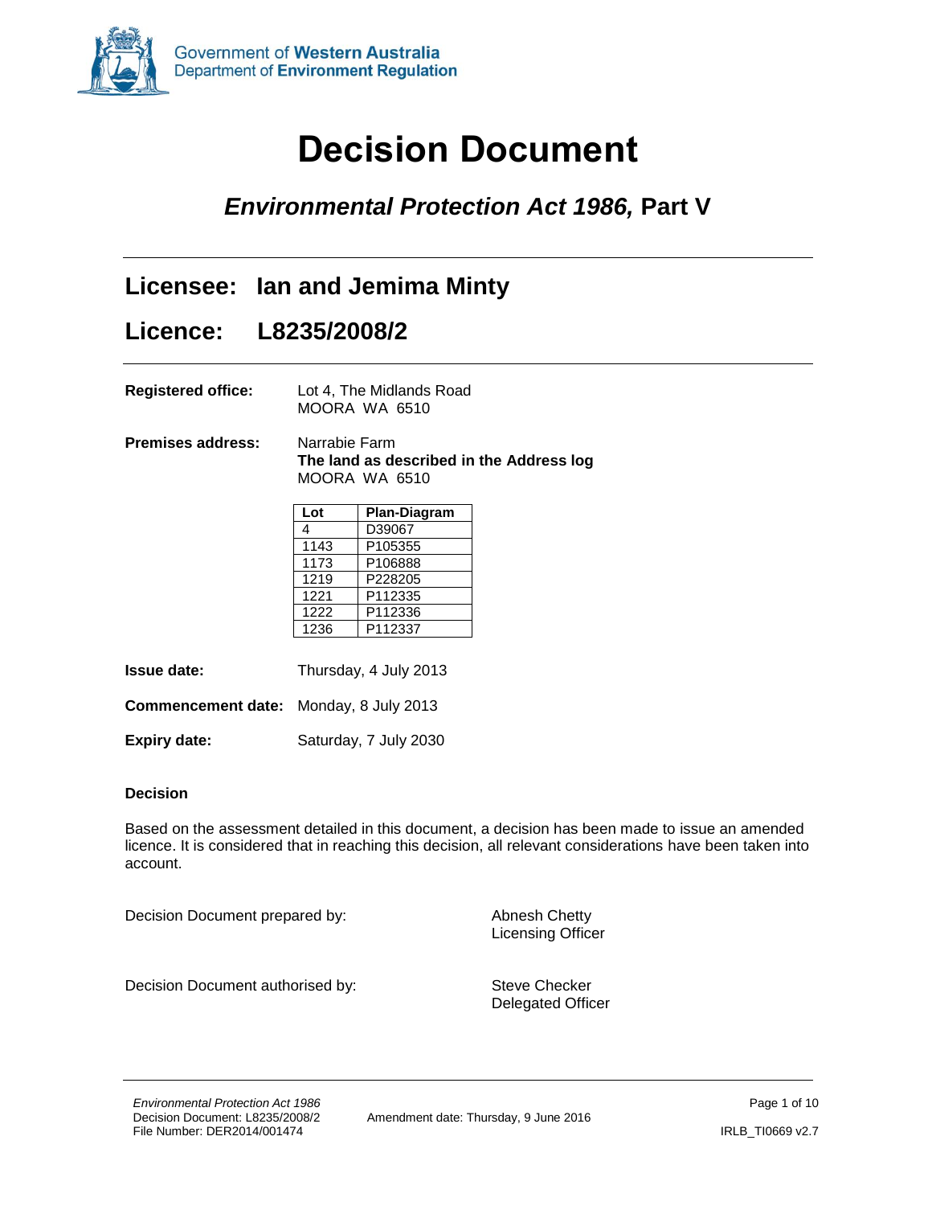# Decision Document

## *Environmental Protection Act 1986,* Part V

---

## Licensee: Ian and Jemima Minty

## Licence: L8235/2008/2

---

**Registered office:** Lot 4, The Midlands Road
MOORA WA 6510

**Premises address:** Narrabie Farm
**The land as described in the Address log**
MOORA WA 6510

| Lot | Plan-Diagram |
|---|---|
| 4 | D39067 |
| 1143 | P105355 |
| 1173 | P106888 |
| 1219 | P228205 |
| 1221 | P112335 |
| 1222 | P112336 |
| 1236 | P112337 |

**Issue date:** Thursday, 4 July 2013

**Commencement date:** Monday, 8 July 2013

**Expiry date:** Saturday, 7 July 2030

**Decision**

Based on the assessment detailed in this document, a decision has been made to issue an amended licence. It is considered that in reaching this decision, all relevant considerations have been taken into account.

Decision Document prepared by: Abnesh Chetty
Licensing Officer

Decision Document authorised by: Steve Checker
Delegated Officer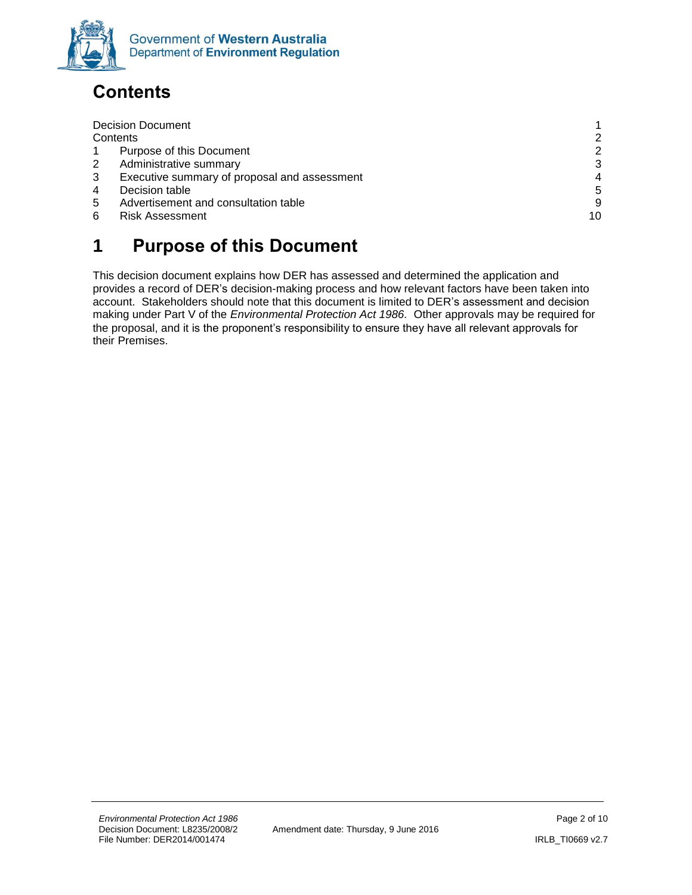# Contents

| | | |
|---|---|---|
| Decision Document | | 1 |
| Contents | | 2 |
| 1 | Purpose of this Document | 2 |
| 2 | Administrative summary | 3 |
| 3 | Executive summary of proposal and assessment | 4 |
| 4 | Decision table | 5 |
| 5 | Advertisement and consultation table | 9 |
| 6 | Risk Assessment | 10 |

# 1 Purpose of this Document

This decision document explains how DER has assessed and determined the application and provides a record of DER's decision-making process and how relevant factors have been taken into account. Stakeholders should note that this document is limited to DER's assessment and decision making under Part V of the *Environmental Protection Act 1986*. Other approvals may be required for the proposal, and it is the proponent's responsibility to ensure they have all relevant approvals for their Premises.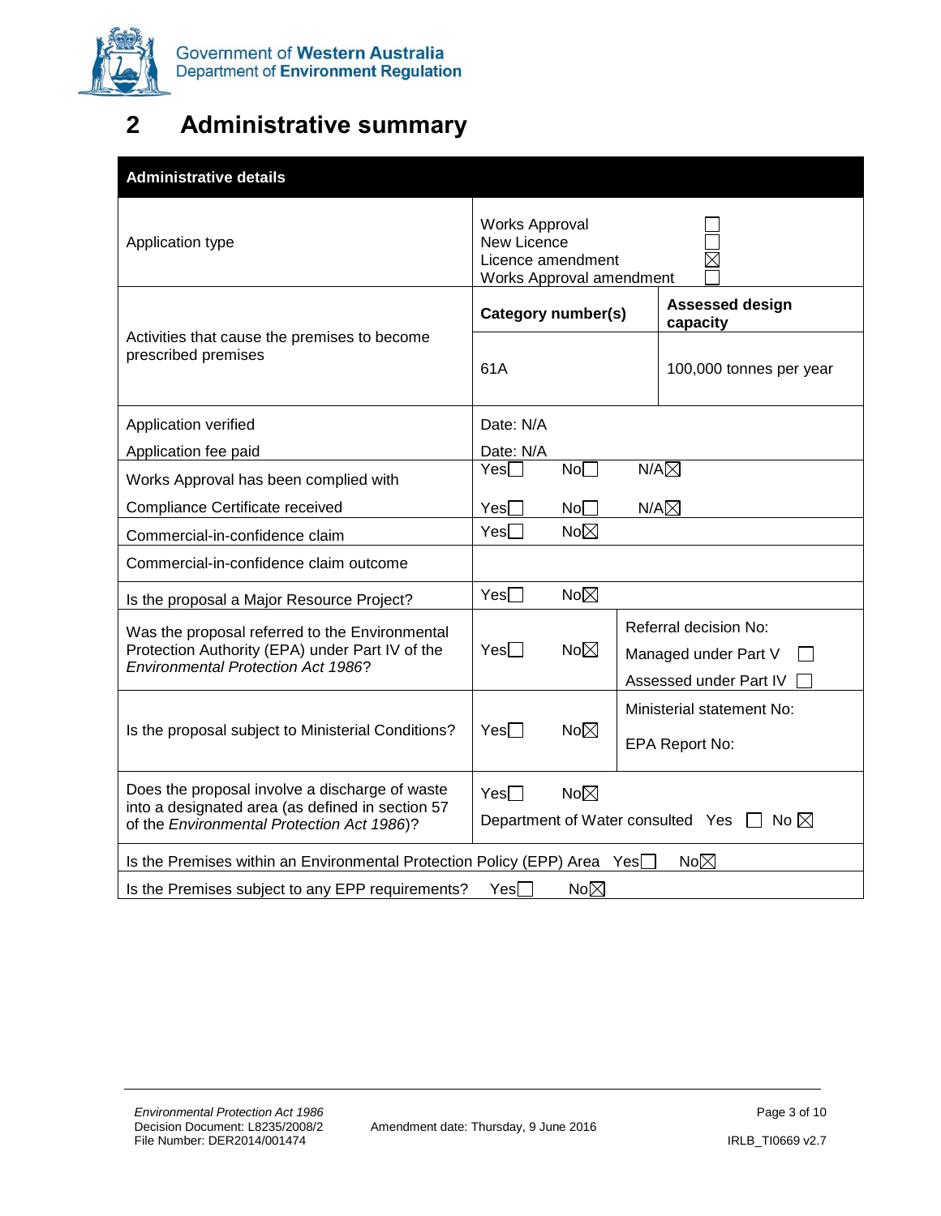## 2 Administrative summary

| Administrative details | | |
|---|---|---|
| Application type | Works Approval ☐<br>New Licence ☐<br>Licence amendment ☒<br>Works Approval amendment ☐ | |
| Activities that cause the premises to become prescribed premises | **Category number(s)** | **Assessed design capacity** |
| | 61A | 100,000 tonnes per year |
| Application verified<br>Application fee paid | Date: N/A<br>Date: N/A | |
| Works Approval has been complied with | Yes☐ No☐ N/A☒ | |
| Compliance Certificate received | Yes☐ No☐ N/A☒ | |
| Commercial-in-confidence claim | Yes☐ No☒ | |
| Commercial-in-confidence claim outcome | | |
| Is the proposal a Major Resource Project? | Yes☐ No☒ | |
| Was the proposal referred to the Environmental Protection Authority (EPA) under Part IV of the *Environmental Protection Act 1986*? | Yes☐ No☒ | Referral decision No:<br>Managed under Part V ☐<br>Assessed under Part IV ☐ |
| Is the proposal subject to Ministerial Conditions? | Yes☐ No☒ | Ministerial statement No:<br>EPA Report No: |
| Does the proposal involve a discharge of waste into a designated area (as defined in section 57 of the *Environmental Protection Act 1986*)? | Yes☐ No☒<br>Department of Water consulted Yes ☐ No ☒ | |
| Is the Premises within an Environmental Protection Policy (EPP) Area | Yes☐ No☒ | |
| Is the Premises subject to any EPP requirements? | Yes☐ No☒ | |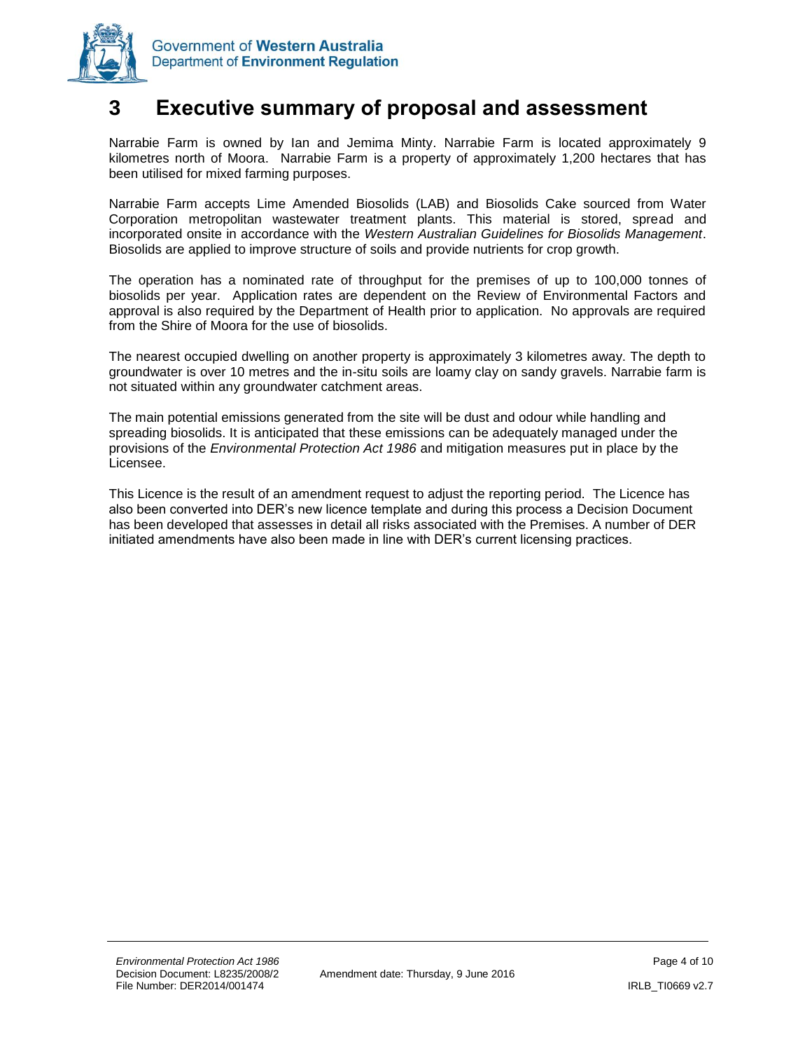# 3 Executive summary of proposal and assessment

Narrabie Farm is owned by Ian and Jemima Minty. Narrabie Farm is located approximately 9 kilometres north of Moora. Narrabie Farm is a property of approximately 1,200 hectares that has been utilised for mixed farming purposes.

Narrabie Farm accepts Lime Amended Biosolids (LAB) and Biosolids Cake sourced from Water Corporation metropolitan wastewater treatment plants. This material is stored, spread and incorporated onsite in accordance with the *Western Australian Guidelines for Biosolids Management*. Biosolids are applied to improve structure of soils and provide nutrients for crop growth.

The operation has a nominated rate of throughput for the premises of up to 100,000 tonnes of biosolids per year. Application rates are dependent on the Review of Environmental Factors and approval is also required by the Department of Health prior to application. No approvals are required from the Shire of Moora for the use of biosolids.

The nearest occupied dwelling on another property is approximately 3 kilometres away. The depth to groundwater is over 10 metres and the in-situ soils are loamy clay on sandy gravels. Narrabie farm is not situated within any groundwater catchment areas.

The main potential emissions generated from the site will be dust and odour while handling and spreading biosolids. It is anticipated that these emissions can be adequately managed under the provisions of the *Environmental Protection Act 1986* and mitigation measures put in place by the Licensee.

This Licence is the result of an amendment request to adjust the reporting period. The Licence has also been converted into DER's new licence template and during this process a Decision Document has been developed that assesses in detail all risks associated with the Premises. A number of DER initiated amendments have also been made in line with DER's current licensing practices.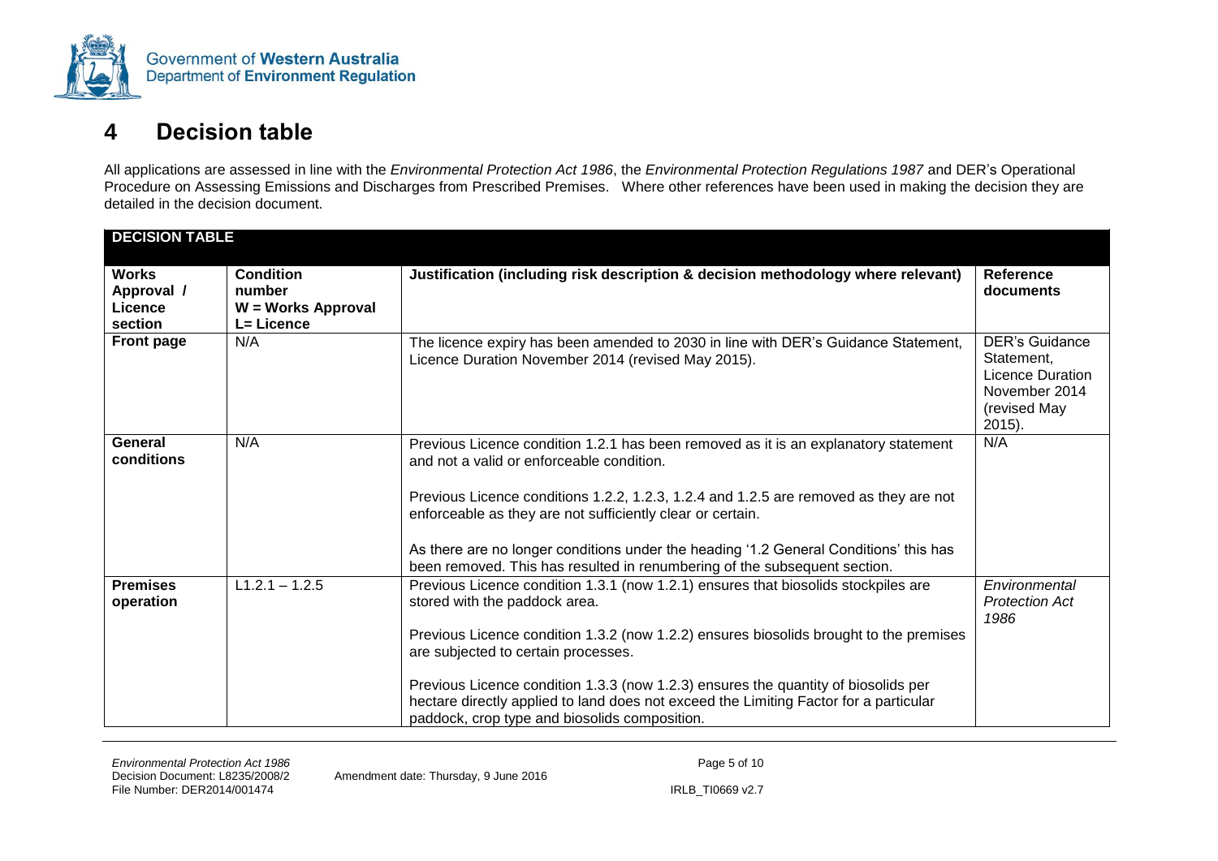# 4 Decision table

All applications are assessed in line with the *Environmental Protection Act 1986*, the *Environmental Protection Regulations 1987* and DER's Operational Procedure on Assessing Emissions and Discharges from Prescribed Premises. Where other references have been used in making the decision they are detailed in the decision document.

| DECISION TABLE | | | |
|---|---|---|---|
| **Works Approval / Licence section** | **Condition number W = Works Approval L= Licence** | **Justification (including risk description & decision methodology where relevant)** | **Reference documents** |
| **Front page** | N/A | The licence expiry has been amended to 2030 in line with DER's Guidance Statement, Licence Duration November 2014 (revised May 2015). | DER's Guidance Statement, Licence Duration November 2014 (revised May 2015). |
| **General conditions** | N/A | Previous Licence condition 1.2.1 has been removed as it is an explanatory statement and not a valid or enforceable condition.<br><br>Previous Licence conditions 1.2.2, 1.2.3, 1.2.4 and 1.2.5 are removed as they are not enforceable as they are not sufficiently clear or certain.<br><br>As there are no longer conditions under the heading '1.2 General Conditions' this has been removed. This has resulted in renumbering of the subsequent section. | N/A |
| **Premises operation** | L1.2.1 – 1.2.5 | Previous Licence condition 1.3.1 (now 1.2.1) ensures that biosolids stockpiles are stored with the paddock area.<br><br>Previous Licence condition 1.3.2 (now 1.2.2) ensures biosolids brought to the premises are subjected to certain processes.<br><br>Previous Licence condition 1.3.3 (now 1.2.3) ensures the quantity of biosolids per hectare directly applied to land does not exceed the Limiting Factor for a particular paddock, crop type and biosolids composition. | *Environmental Protection Act 1986* |

*Environmental Protection Act 1986*
Decision Document: L8235/2008/2
File Number: DER2014/001474

Amendment date: Thursday, 9 June 2016

IRLB_TI0669 v2.7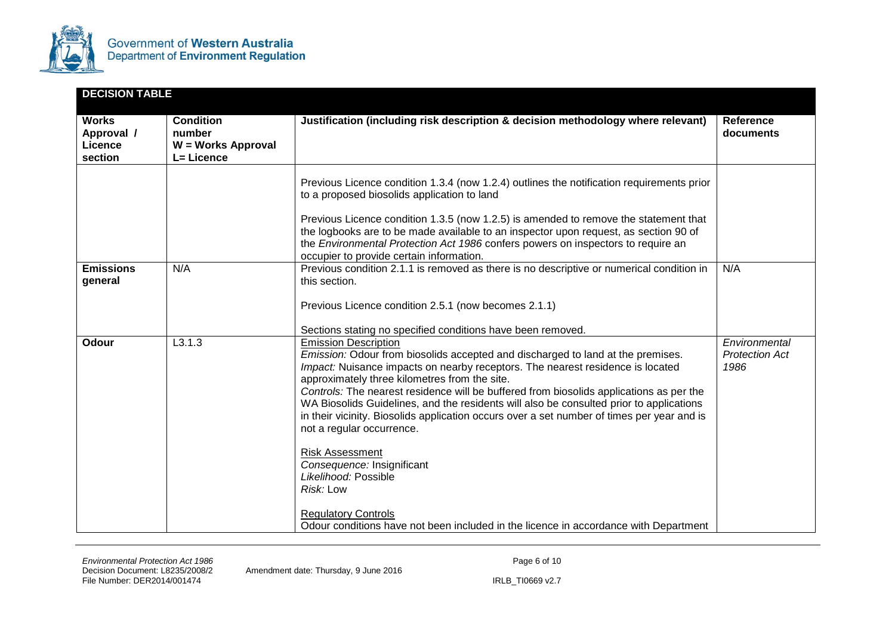**DECISION TABLE**

| Works Approval / Licence section | Condition number W = Works Approval L= Licence | Justification (including risk description & decision methodology where relevant) | Reference documents |
|---|---|---|---|
| | | Previous Licence condition 1.3.4 (now 1.2.4) outlines the notification requirements prior to a proposed biosolids application to land<br><br>Previous Licence condition 1.3.5 (now 1.2.5) is amended to remove the statement that the logbooks are to be made available to an inspector upon request, as section 90 of the *Environmental Protection Act 1986* confers powers on inspectors to require an occupier to provide certain information. | |
| **Emissions general** | N/A | Previous condition 2.1.1 is removed as there is no descriptive or numerical condition in this section.<br><br>Previous Licence condition 2.5.1 (now becomes 2.1.1)<br><br>Sections stating no specified conditions have been removed. | N/A |
| **Odour** | L3.1.3 | Emission Description<br>*Emission:* Odour from biosolids accepted and discharged to land at the premises.<br>*Impact:* Nuisance impacts on nearby receptors. The nearest residence is located approximately three kilometres from the site.<br>*Controls:* The nearest residence will be buffered from biosolids applications as per the WA Biosolids Guidelines, and the residents will also be consulted prior to applications in their vicinity. Biosolids application occurs over a set number of times per year and is not a regular occurrence.<br><br>Risk Assessment<br>*Consequence:* Insignificant<br>*Likelihood:* Possible<br>*Risk:* Low<br><br>Regulatory Controls<br>Odour conditions have not been included in the licence in accordance with Department | *Environmental Protection Act 1986* |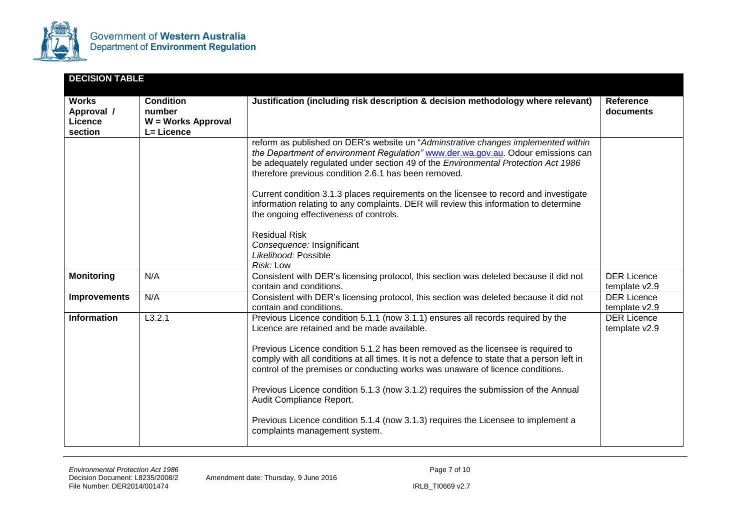**DECISION TABLE**

| Works Approval / Licence section | Condition number W = Works Approval L= Licence | Justification (including risk description & decision methodology where relevant) | Reference documents |
|---|---|---|---|
| | | reform as published on DER's website un "*Adminstrative changes implemented within the Department of environment Regulation*" www.der.wa.gov.au. Odour emissions can be adequately regulated under section 49 of the *Environmental Protection Act 1986* therefore previous condition 2.6.1 has been removed.<br><br>Current condition 3.1.3 places requirements on the licensee to record and investigate information relating to any complaints. DER will review this information to determine the ongoing effectiveness of controls.<br><br>Residual Risk<br>*Consequence:* Insignificant<br>*Likelihood:* Possible<br>*Risk:* Low | |
| **Monitoring** | N/A | Consistent with DER's licensing protocol, this section was deleted because it did not contain and conditions. | DER Licence template v2.9 |
| **Improvements** | N/A | Consistent with DER's licensing protocol, this section was deleted because it did not contain and conditions. | DER Licence template v2.9 |
| **Information** | L3.2.1 | Previous Licence condition 5.1.1 (now 3.1.1) ensures all records required by the Licence are retained and be made available.<br><br>Previous Licence condition 5.1.2 has been removed as the licensee is required to comply with all conditions at all times. It is not a defence to state that a person left in control of the premises or conducting works was unaware of licence conditions.<br><br>Previous Licence condition 5.1.3 (now 3.1.2) requires the submission of the Annual Audit Compliance Report.<br><br>Previous Licence condition 5.1.4 (now 3.1.3) requires the Licensee to implement a complaints management system. | DER Licence template v2.9 |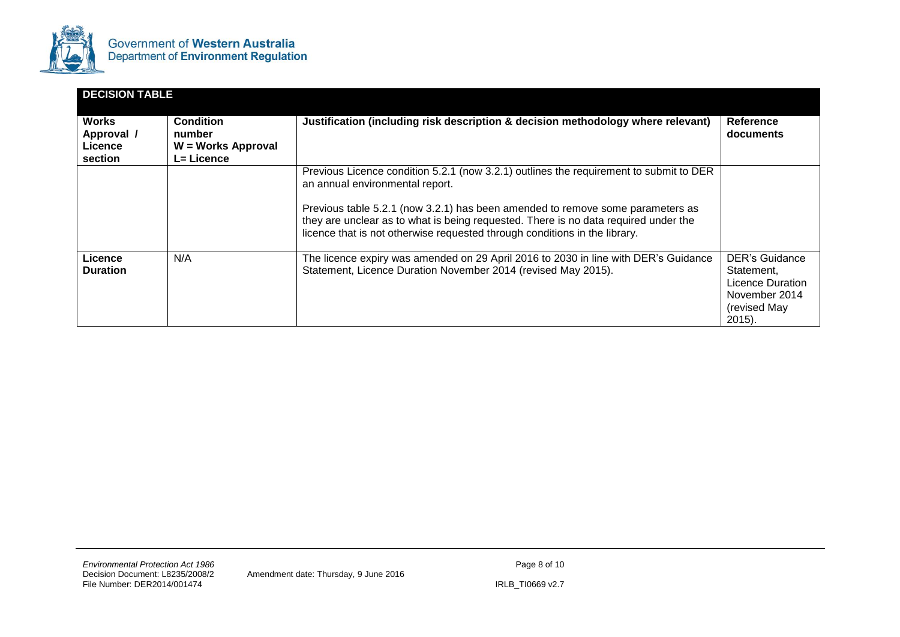## DECISION TABLE

| Works Approval / Licence section | Condition number W = Works Approval L= Licence | Justification (including risk description & decision methodology where relevant) | Reference documents |
|---|---|---|---|
| | | Previous Licence condition 5.2.1 (now 3.2.1) outlines the requirement to submit to DER an annual environmental report.<br><br>Previous table 5.2.1 (now 3.2.1) has been amended to remove some parameters as they are unclear as to what is being requested. There is no data required under the licence that is not otherwise requested through conditions in the library. | |
| **Licence Duration** | N/A | The licence expiry was amended on 29 April 2016 to 2030 in line with DER's Guidance Statement, Licence Duration November 2014 (revised May 2015). | DER's Guidance Statement, Licence Duration November 2014 (revised May 2015). |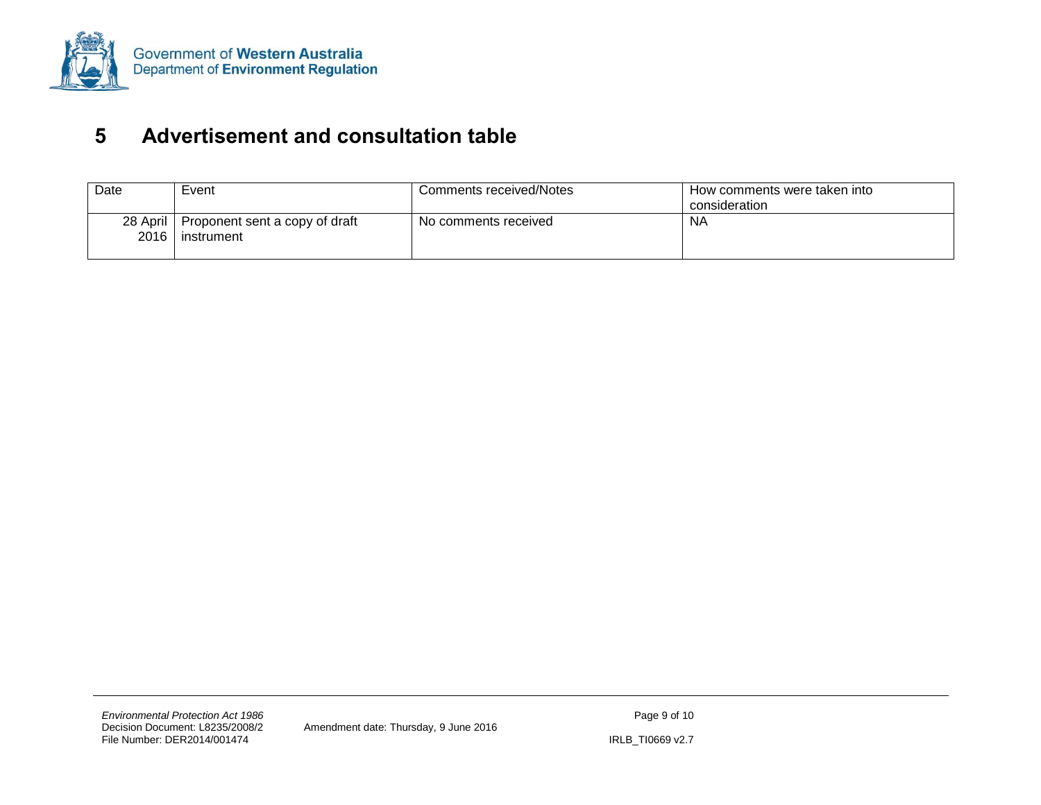# 5 Advertisement and consultation table

| Date | Event | Comments received/Notes | How comments were taken into consideration |
|---|---|---|---|
| 28 April 2016 | Proponent sent a copy of draft instrument | No comments received | NA |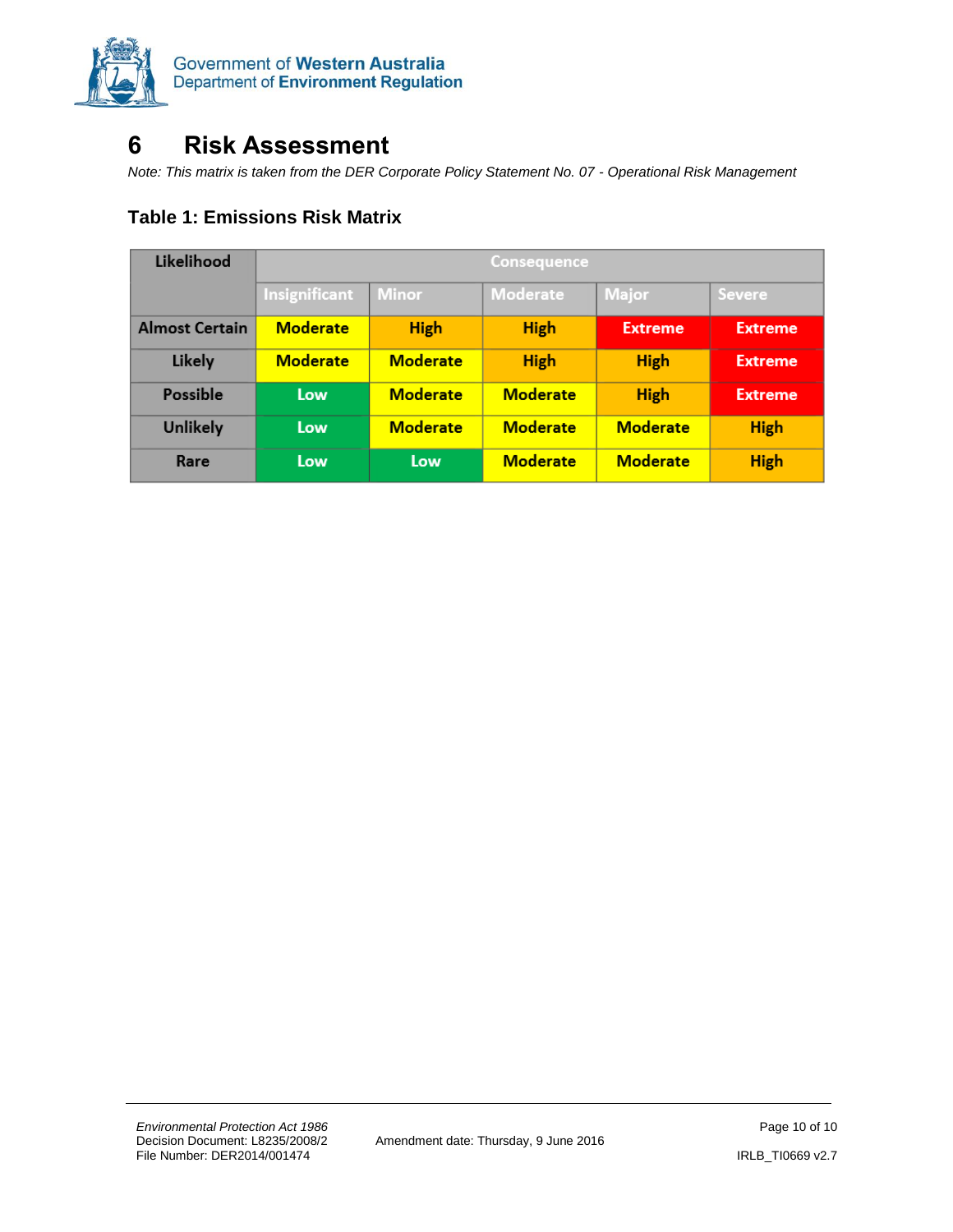# 6 Risk Assessment

*Note: This matrix is taken from the DER Corporate Policy Statement No. 07 - Operational Risk Management*

### Table 1: Emissions Risk Matrix

| Likelihood | Consequence | | | | |
|---|---|---|---|---|---|
| | Insignificant | Minor | Moderate | Major | Severe |
| Almost Certain | Moderate | High | High | Extreme | Extreme |
| Likely | Moderate | Moderate | High | High | Extreme |
| Possible | Low | Moderate | Moderate | High | Extreme |
| Unlikely | Low | Moderate | Moderate | Moderate | High |
| Rare | Low | Low | Moderate | Moderate | High |